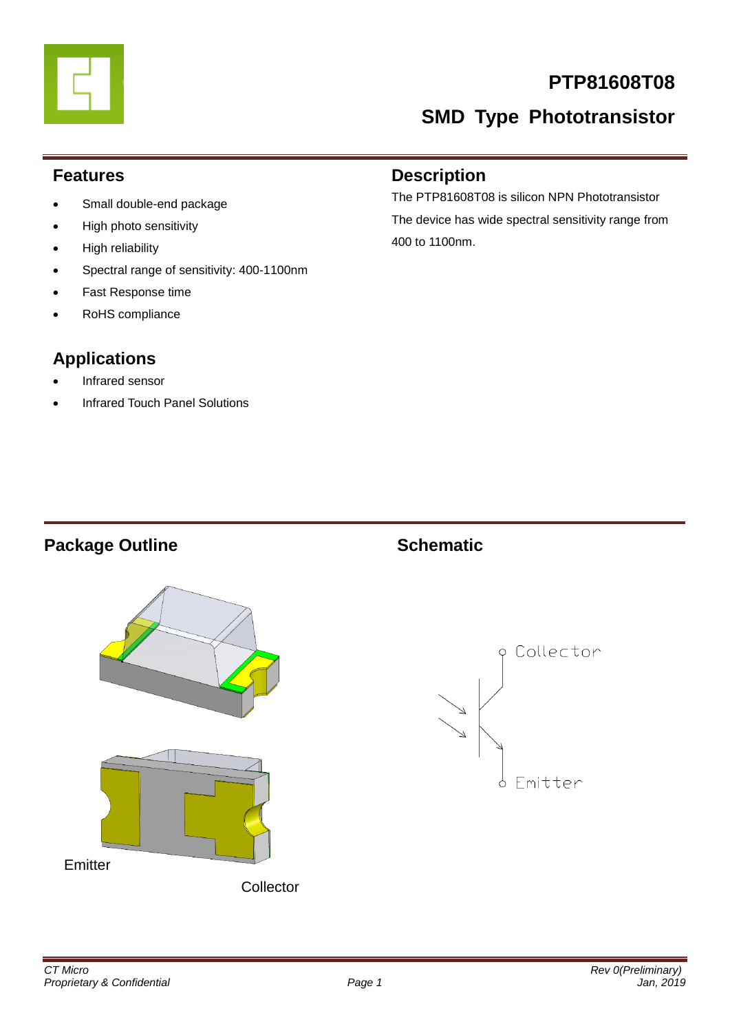# PTP81608T08

## SMD Type Phototransistor

## Features

- Small double-end package
- High photo sensitivity
- High reliability
- Spectral range of sensitivity: 400-1100nm
- Fast Response time
- RoHS compliance

## Description

The PTP81608T08 is silicon NPN Phototransistor

The device has wide spectral sensitivity range from 400 to 1100nm.

## Applications

- Infrared sensor
- Infrared Touch Panel Solutions

## Package Outline

Emitter

Collector

## Schematic

Collector

Emitter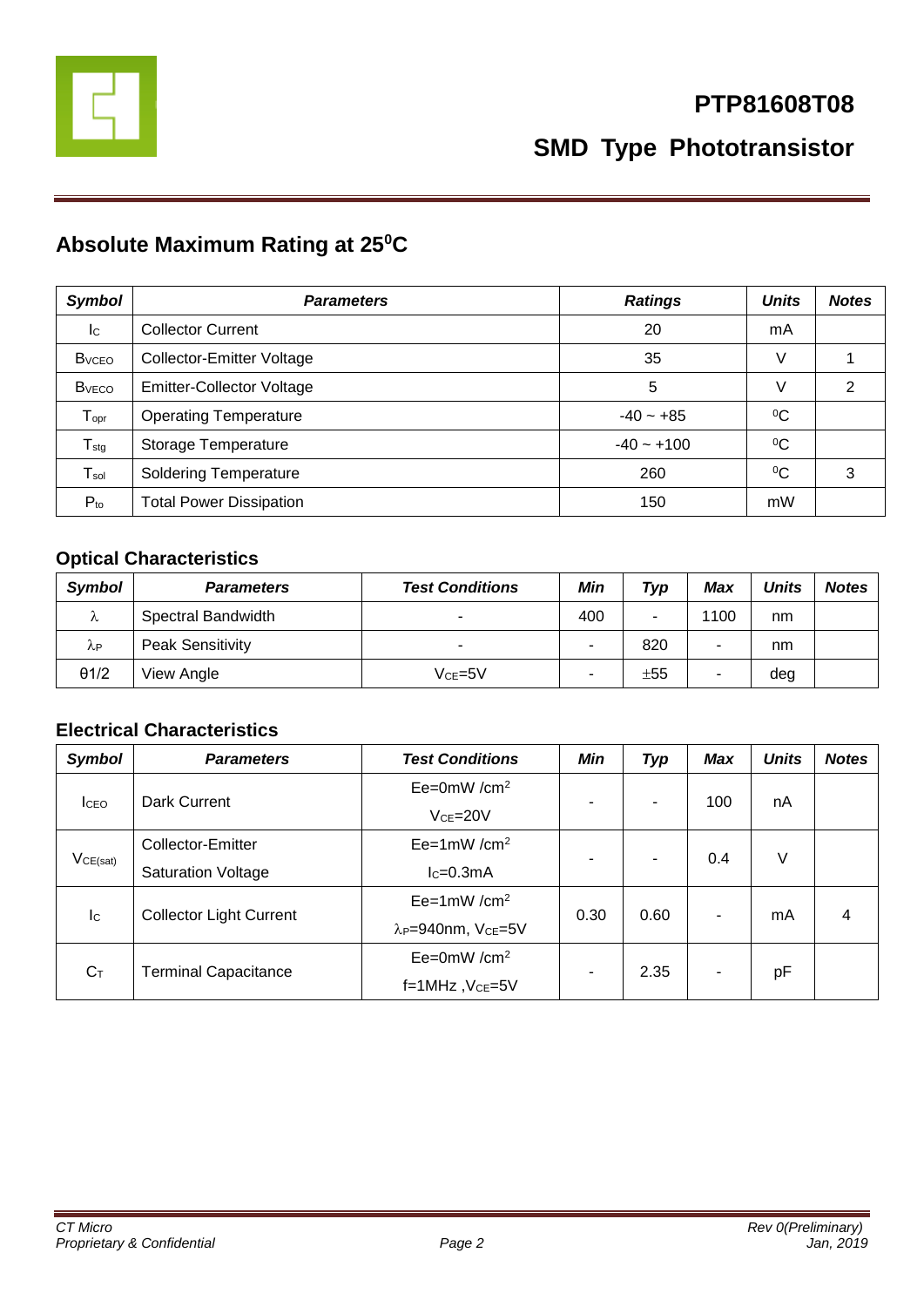# PTP81608T08

## SMD Type Phototransistor

## Absolute Maximum Rating at 25$^0$C

| Symbol | Parameters | Ratings | Units | Notes |
|---|---|---|---|---|
| $I_C$ | Collector Current | 20 | mA | |
| $B_{VCEO}$ | Collector-Emitter Voltage | 35 | V | 1 |
| $B_{VECO}$ | Emitter-Collector Voltage | 5 | V | 2 |
| $T_{opr}$ | Operating Temperature | -40 ~ +85 | $^0$C | |
| $T_{stg}$ | Storage Temperature | -40 ~ +100 | $^0$C | |
| $T_{sol}$ | Soldering Temperature | 260 | $^0$C | 3 |
| $P_{to}$ | Total Power Dissipation | 150 | mW | |

### Optical Characteristics

| Symbol | Parameters | Test Conditions | Min | Typ | Max | Units | Notes |
|---|---|---|---|---|---|---|---|
| $\lambda$ | Spectral Bandwidth | - | 400 | - | 1100 | nm | |
| $\lambda_P$ | Peak Sensitivity | - | - | 820 | - | nm | |
| θ1/2 | View Angle | $V_{CE}$=5V | - | ±55 | - | deg | |

### Electrical Characteristics

| Symbol | Parameters | Test Conditions | Min | Typ | Max | Units | Notes |
|---|---|---|---|---|---|---|---|
| $I_{CEO}$ | Dark Current | Ee=0mW /cm$^2$ $V_{CE}$=20V | - | - | 100 | nA | |
| $V_{CE(sat)}$ | Collector-Emitter Saturation Voltage | Ee=1mW /cm$^2$ $I_C$=0.3mA | - | - | 0.4 | V | |
| $I_C$ | Collector Light Current | Ee=1mW /cm$^2$ $\lambda_P$=940nm, $V_{CE}$=5V | 0.30 | 0.60 | - | mA | 4 |
| $C_T$ | Terminal Capacitance | Ee=0mW /cm$^2$ f=1MHz ,$V_{CE}$=5V | - | 2.35 | - | pF | |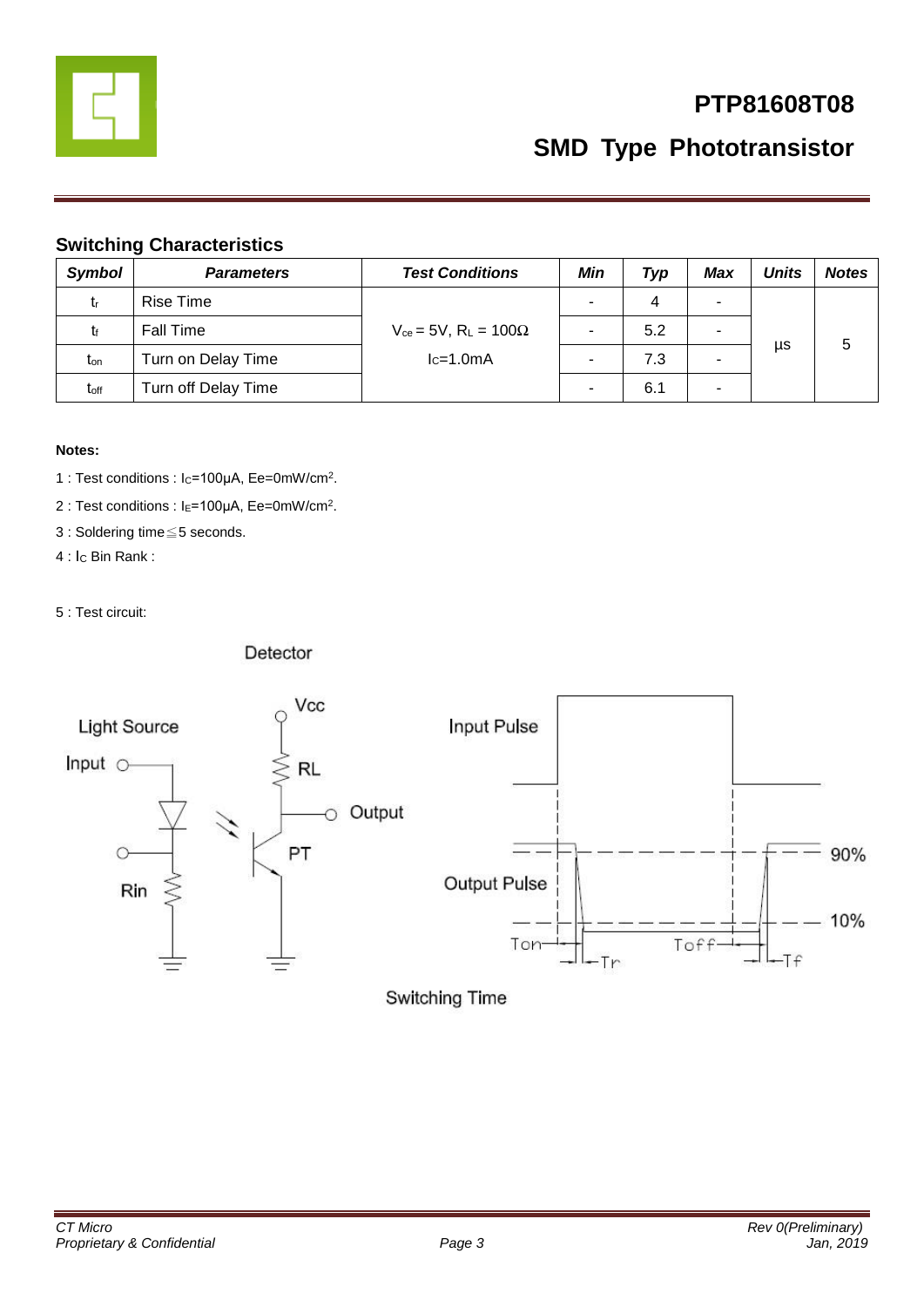## Switching Characteristics

| Symbol | Parameters | Test Conditions | Min | Typ | Max | Units | Notes |
|---|---|---|---|---|---|---|---|
| $t_r$ | Rise Time | $V_{ce}$ = 5V, $R_L$ = 100Ω $I_C$=1.0mA | - | 4 | - | µs | 5 |
| $t_f$ | Fall Time | | - | 5.2 | - | | |
| $t_{on}$ | Turn on Delay Time | | - | 7.3 | - | | |
| $t_{off}$ | Turn off Delay Time | | - | 6.1 | - | | |

**Notes:**

1 : Test conditions : $I_C$=100µA, Ee=0mW/cm².

2 : Test conditions : $I_E$=100µA, Ee=0mW/cm².

3 : Soldering time≦5 seconds.

4 : $I_C$ Bin Rank :

5 : Test circuit:

Detector

Light Source

Input

Rin

Vcc

RL

Output

PT

Input Pulse

Output Pulse

90%

10%

Ton

Tr

Toff

Tf

Switching Time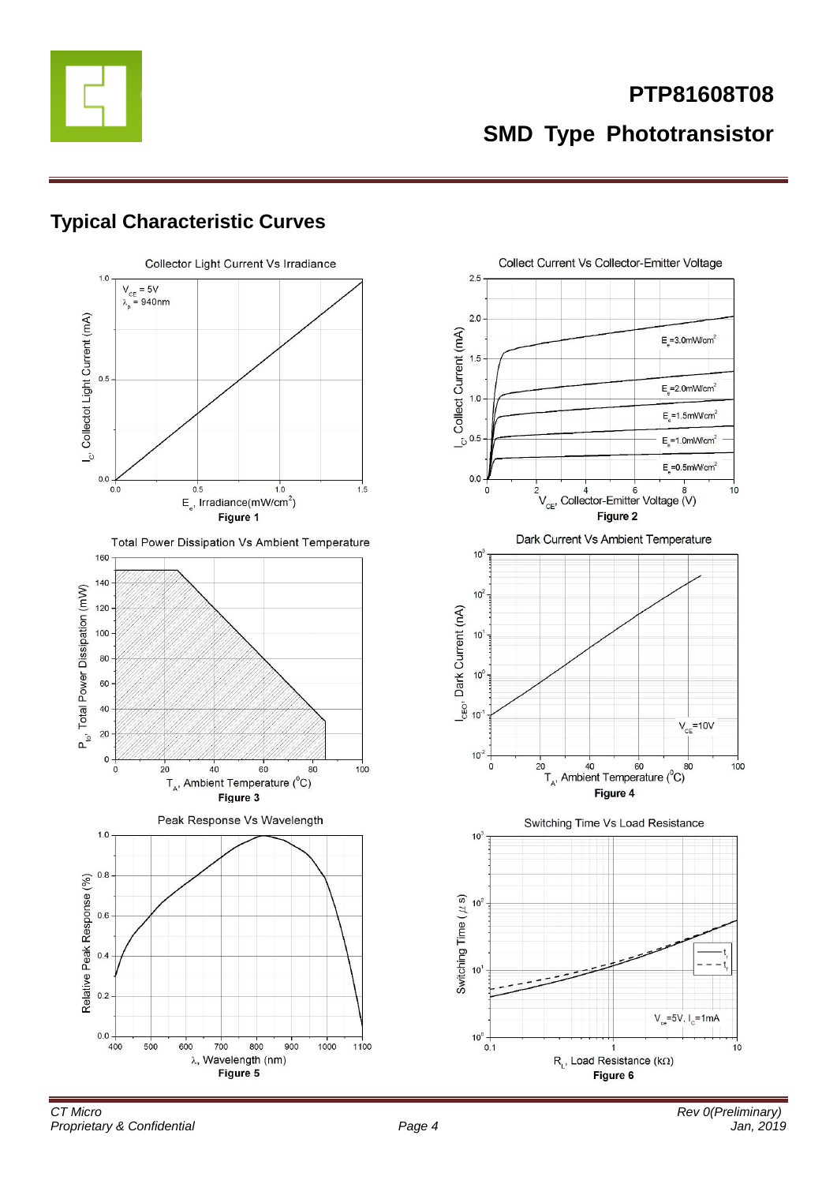## Typical Characteristic Curves

Collector Light Current Vs Irradiance

Figure 1

Collect Current Vs Collector-Emitter Voltage

Figure 2

Total Power Dissipation Vs Ambient Temperature

Figure 3

Dark Current Vs Ambient Temperature

Figure 4

Peak Response Vs Wavelength

Figure 5

Switching Time Vs Load Resistance

Figure 6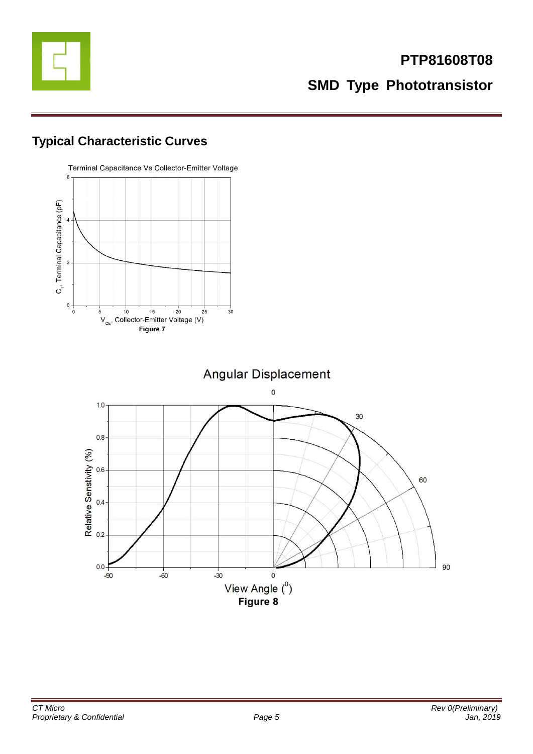## Typical Characteristic Curves

Figure 7

Figure 8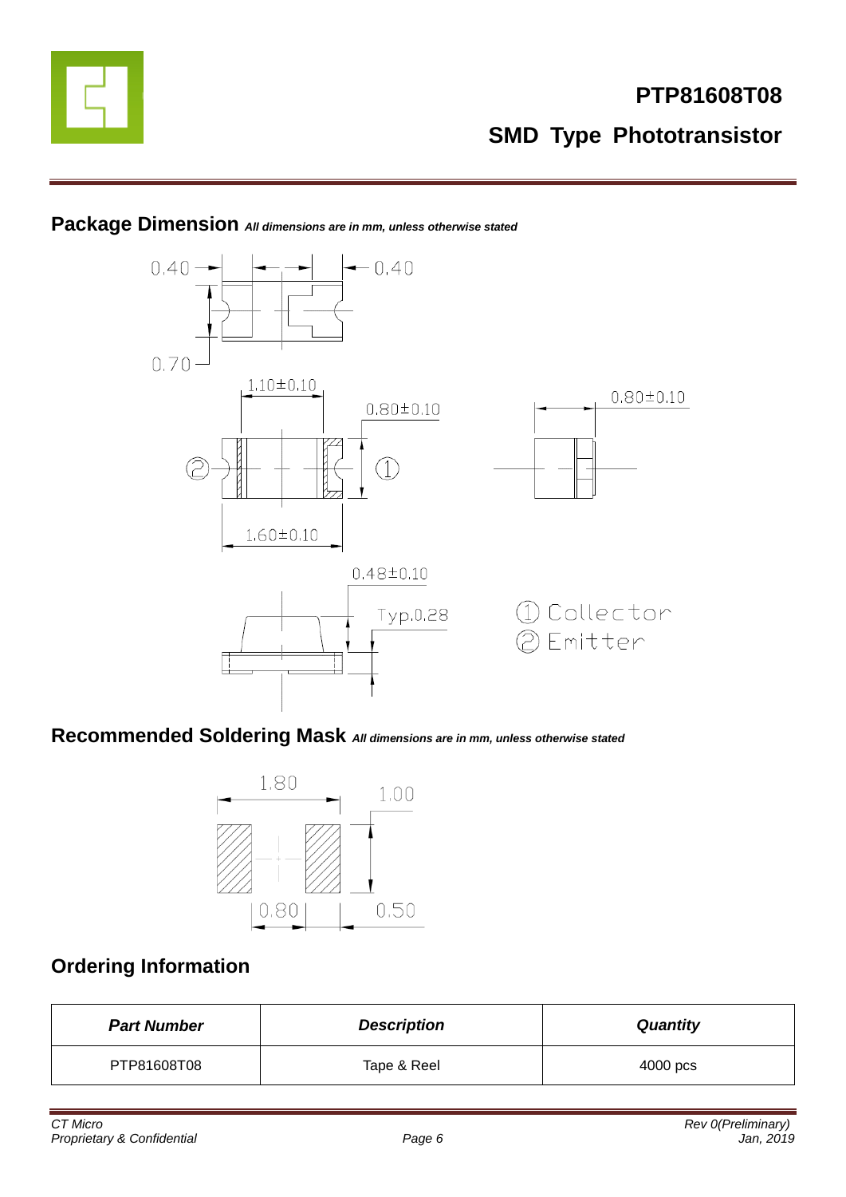## Package Dimension *All dimensions are in mm, unless otherwise stated*

0.40 0.40

0.70

1.10±0.10

0.80±0.10

0.80±0.10

② ①

1.60±0.10

0.48±0.10

Typ.0.28

① Collector
② Emitter

## Recommended Soldering Mask *All dimensions are in mm, unless otherwise stated*

1.80

1.00

0.80

0.50

## Ordering Information

| ***Part Number*** | ***Description*** | ***Quantity*** |
|---|---|---|
| PTP81608T08 | Tape & Reel | 4000 pcs |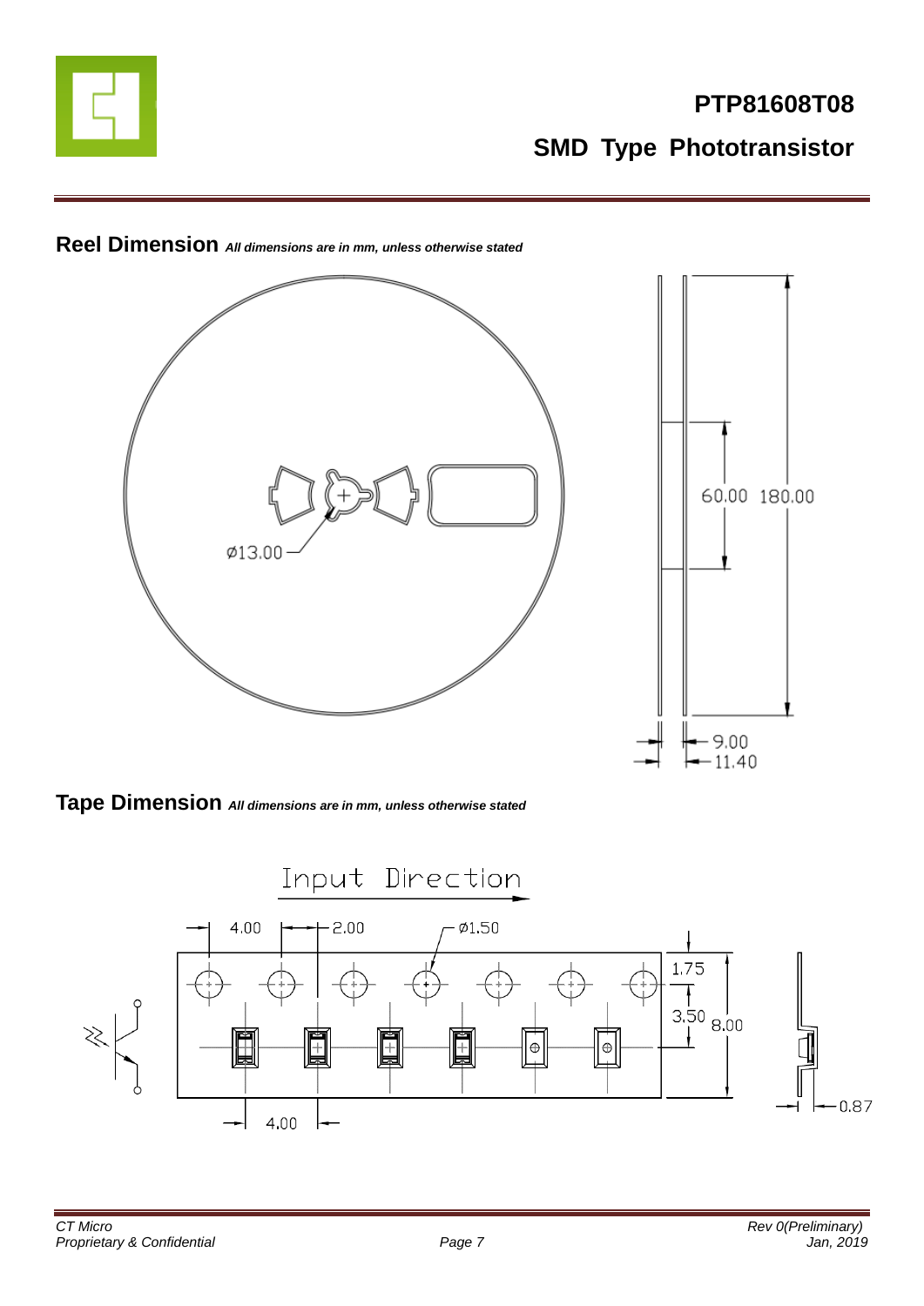## Reel Dimension *All dimensions are in mm, unless otherwise stated*

Ø13.00

60.00 180.00

9.00

11.40

## Tape Dimension *All dimensions are in mm, unless otherwise stated*

Input Direction

4.00 2.00 Ø1.50

1.75

3.50 8.00

4.00

0.87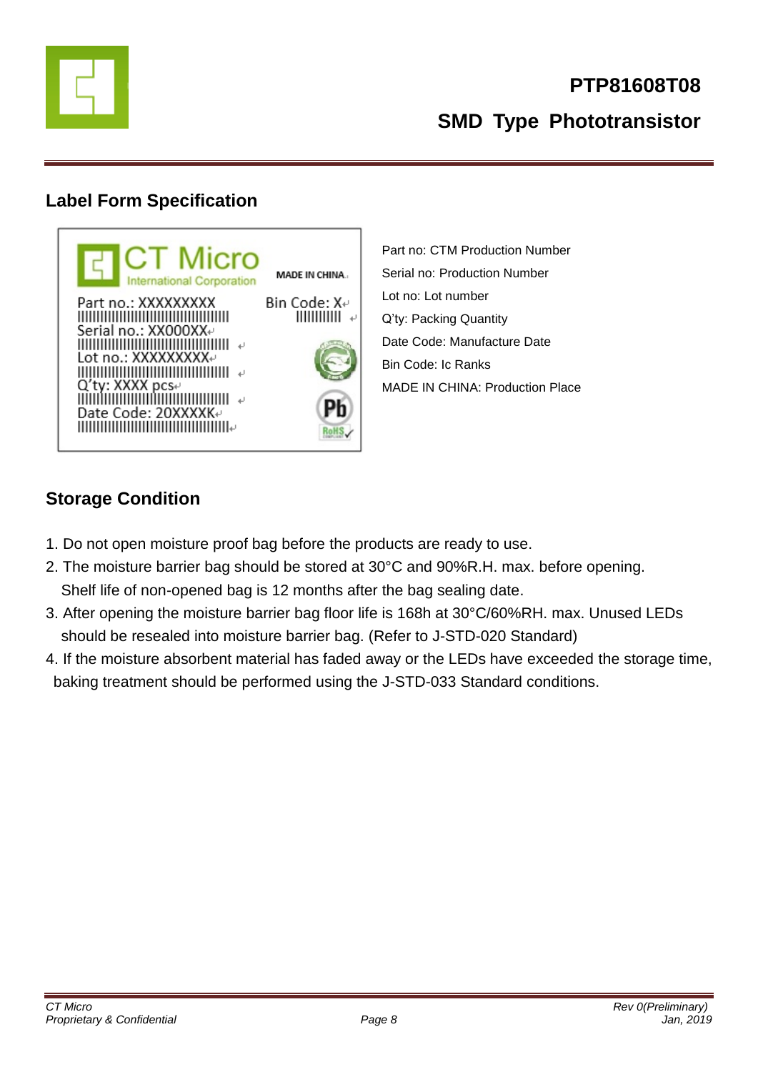## Label Form Specification

Part no: CTM Production Number
Serial no: Production Number
Lot no: Lot number
Q'ty: Packing Quantity
Date Code: Manufacture Date
Bin Code: Ic Ranks
MADE IN CHINA: Production Place

## Storage Condition

1. Do not open moisture proof bag before the products are ready to use.
2. The moisture barrier bag should be stored at 30°C and 90%R.H. max. before opening. Shelf life of non-opened bag is 12 months after the bag sealing date.
3. After opening the moisture barrier bag floor life is 168h at 30°C/60%RH. max. Unused LEDs should be resealed into moisture barrier bag. (Refer to J-STD-020 Standard)
4. If the moisture absorbent material has faded away or the LEDs have exceeded the storage time, baking treatment should be performed using the J-STD-033 Standard conditions.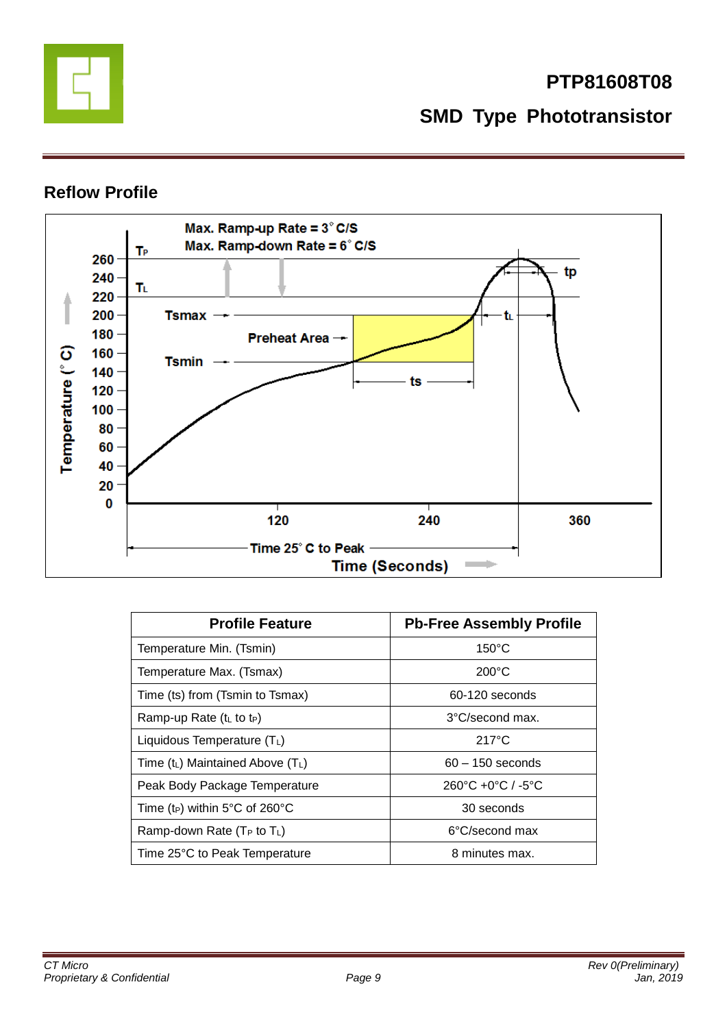## Reflow Profile

| Profile Feature | Pb-Free Assembly Profile |
|---|---|
| Temperature Min. (Tsmin) | 150°C |
| Temperature Max. (Tsmax) | 200°C |
| Time (ts) from (Tsmin to Tsmax) | 60-120 seconds |
| Ramp-up Rate ($t_L$ to $t_P$) | 3°C/second max. |
| Liquidous Temperature ($T_L$) | 217°C |
| Time ($t_L$) Maintained Above ($T_L$) | 60 – 150 seconds |
| Peak Body Package Temperature | 260°C +0°C / -5°C |
| Time ($t_P$) within 5°C of 260°C | 30 seconds |
| Ramp-down Rate ($T_P$ to $T_L$) | 6°C/second max |
| Time 25°C to Peak Temperature | 8 minutes max. |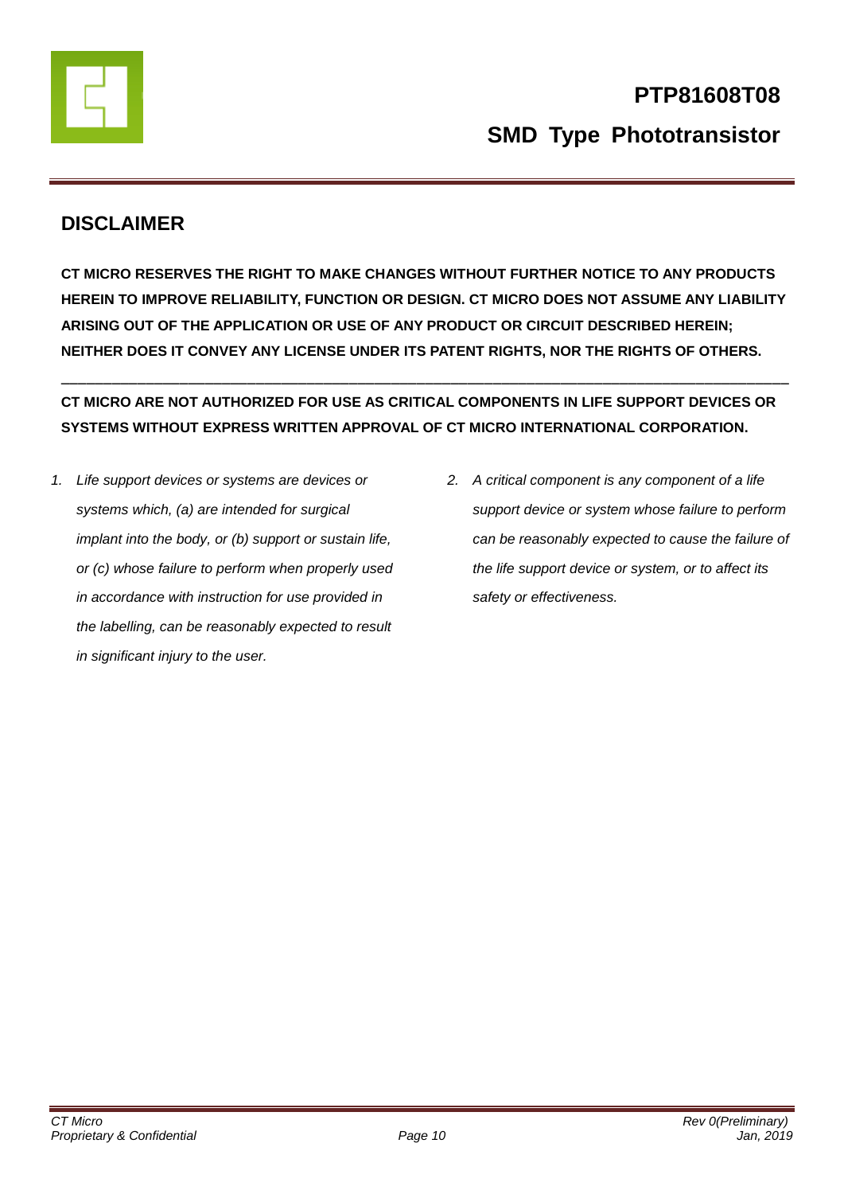## DISCLAIMER

**CT MICRO RESERVES THE RIGHT TO MAKE CHANGES WITHOUT FURTHER NOTICE TO ANY PRODUCTS HEREIN TO IMPROVE RELIABILITY, FUNCTION OR DESIGN. CT MICRO DOES NOT ASSUME ANY LIABILITY ARISING OUT OF THE APPLICATION OR USE OF ANY PRODUCT OR CIRCUIT DESCRIBED HEREIN; NEITHER DOES IT CONVEY ANY LICENSE UNDER ITS PATENT RIGHTS, NOR THE RIGHTS OF OTHERS.**

---

**CT MICRO ARE NOT AUTHORIZED FOR USE AS CRITICAL COMPONENTS IN LIFE SUPPORT DEVICES OR SYSTEMS WITHOUT EXPRESS WRITTEN APPROVAL OF CT MICRO INTERNATIONAL CORPORATION.**

1. *Life support devices or systems are devices or systems which, (a) are intended for surgical implant into the body, or (b) support or sustain life, or (c) whose failure to perform when properly used in accordance with instruction for use provided in the labelling, can be reasonably expected to result in significant injury to the user.*
2. *A critical component is any component of a life support device or system whose failure to perform can be reasonably expected to cause the failure of the life support device or system, or to affect its safety or effectiveness.*